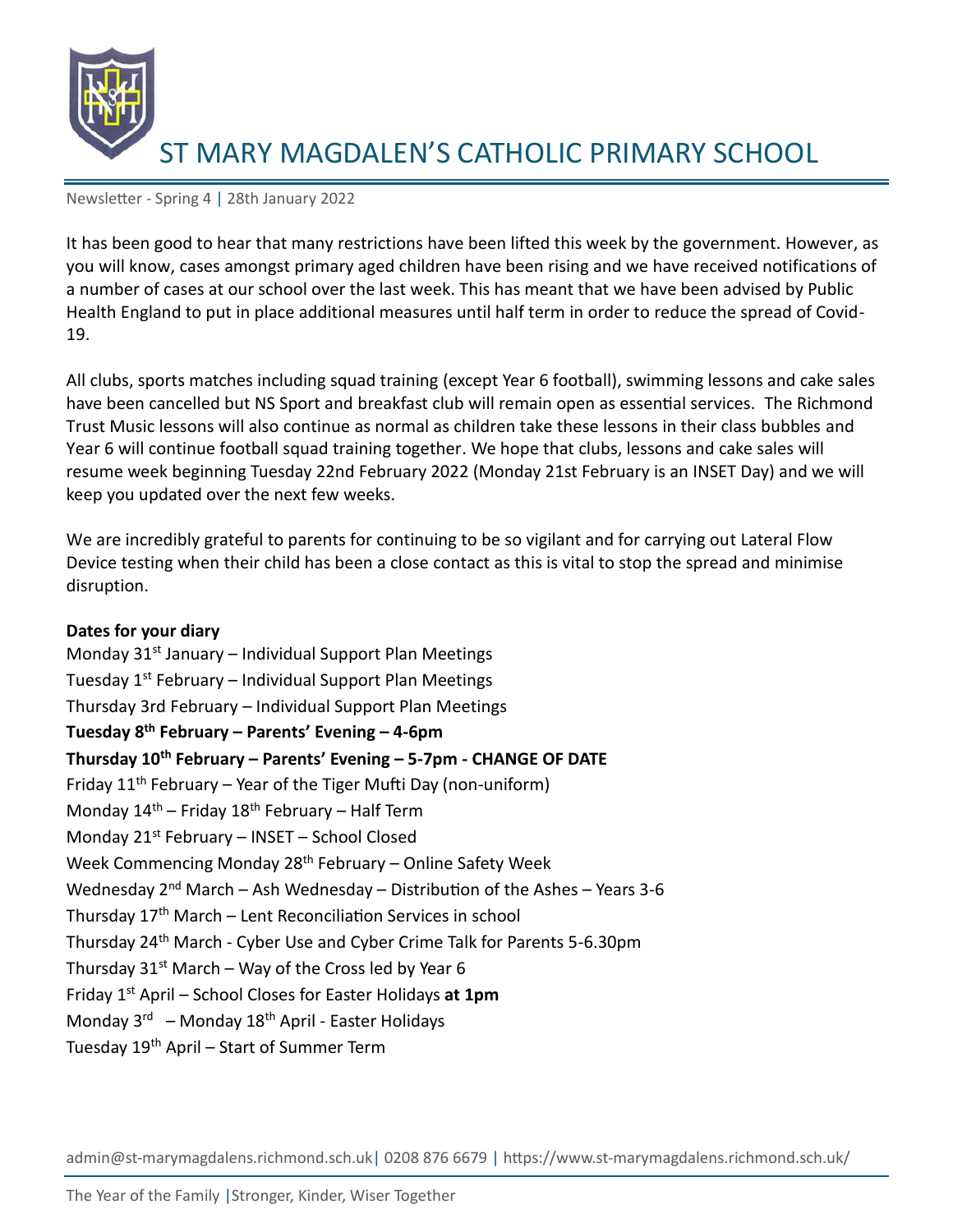# ST MARY MAGDALEN'S CATHOLIC PRIMARY SCHOOL

Newsletter - Spring 4 | 28th January 2022

It has been good to hear that many restrictions have been lifted this week by the government. However, as you will know, cases amongst primary aged children have been rising and we have received notifications of a number of cases at our school over the last week. This has meant that we have been advised by Public Health England to put in place additional measures until half term in order to reduce the spread of Covid-19.

All clubs, sports matches including squad training (except Year 6 football), swimming lessons and cake sales have been cancelled but NS Sport and breakfast club will remain open as essential services. The Richmond Trust Music lessons will also continue as normal as children take these lessons in their class bubbles and Year 6 will continue football squad training together. We hope that clubs, lessons and cake sales will resume week beginning Tuesday 22nd February 2022 (Monday 21st February is an INSET Day) and we will keep you updated over the next few weeks.

We are incredibly grateful to parents for continuing to be so vigilant and for carrying out Lateral Flow Device testing when their child has been a close contact as this is vital to stop the spread and minimise disruption.

**Dates for your diary**

Monday 31st January – Individual Support Plan Meetings
Tuesday 1st February – Individual Support Plan Meetings
Thursday 3rd February – Individual Support Plan Meetings
**Tuesday 8th February – Parents' Evening – 4-6pm**
**Thursday 10th February – Parents' Evening – 5-7pm - CHANGE OF DATE**
Friday 11th February – Year of the Tiger Mufti Day (non-uniform)
Monday 14th – Friday 18th February – Half Term
Monday 21st February – INSET – School Closed
Week Commencing Monday 28th February – Online Safety Week
Wednesday 2nd March – Ash Wednesday – Distribution of the Ashes – Years 3-6
Thursday 17th March – Lent Reconciliation Services in school
Thursday 24th March - Cyber Use and Cyber Crime Talk for Parents 5-6.30pm
Thursday 31st March – Way of the Cross led by Year 6
Friday 1st April – School Closes for Easter Holidays **at 1pm**
Monday 3rd – Monday 18th April - Easter Holidays
Tuesday 19th April – Start of Summer Term

admin@st-marymagdalens.richmond.sch.uk | 0208 876 6679 | https://www.st-marymagdalens.richmond.sch.uk/

The Year of the Family | Stronger, Kinder, Wiser Together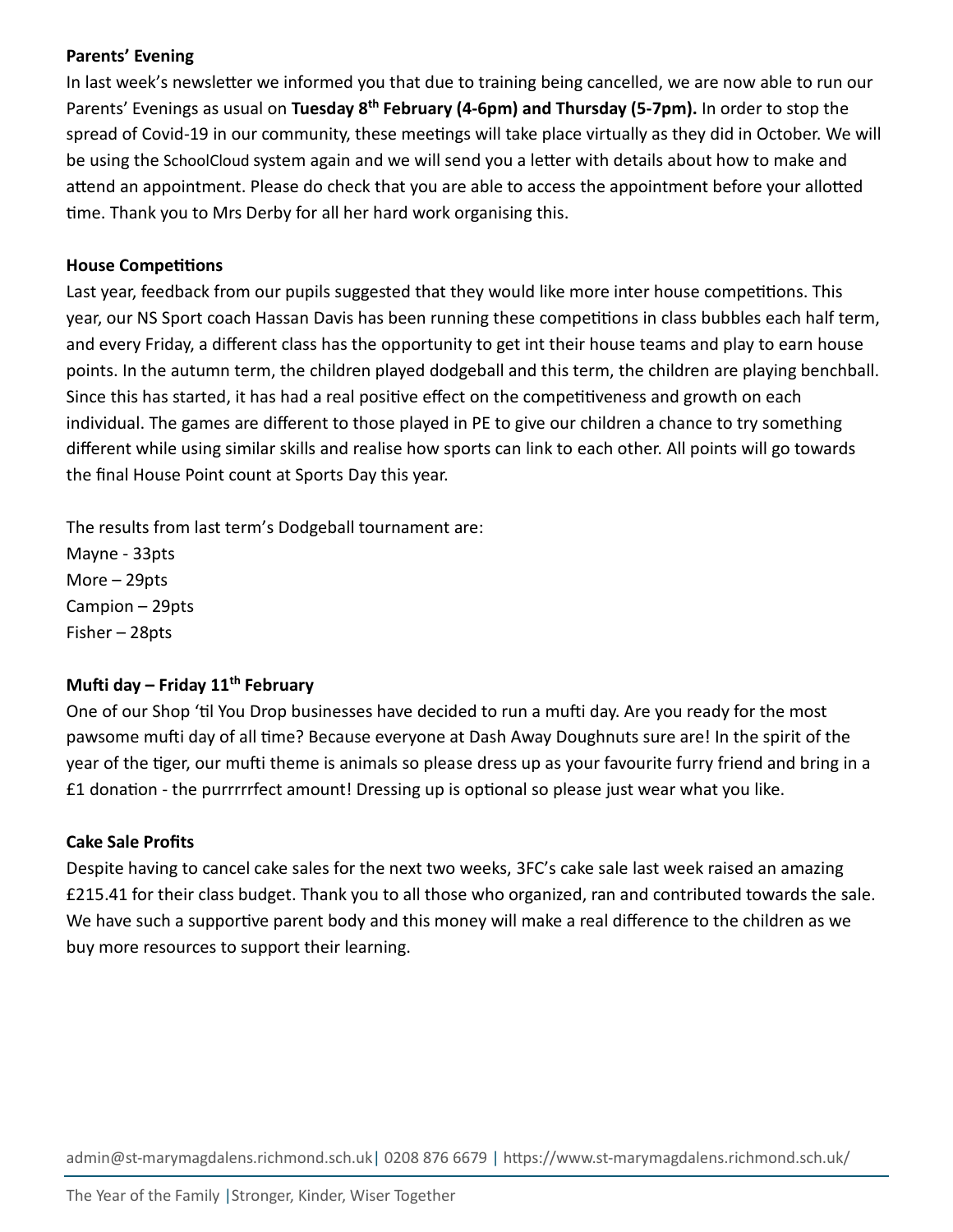**Parents' Evening**

In last week's newsletter we informed you that due to training being cancelled, we are now able to run our Parents' Evenings as usual on **Tuesday 8th February (4-6pm) and Thursday (5-7pm).** In order to stop the spread of Covid-19 in our community, these meetings will take place virtually as they did in October. We will be using the SchoolCloud system again and we will send you a letter with details about how to make and attend an appointment. Please do check that you are able to access the appointment before your allotted time. Thank you to Mrs Derby for all her hard work organising this.

**House Competitions**

Last year, feedback from our pupils suggested that they would like more inter house competitions. This year, our NS Sport coach Hassan Davis has been running these competitions in class bubbles each half term, and every Friday, a different class has the opportunity to get int their house teams and play to earn house points. In the autumn term, the children played dodgeball and this term, the children are playing benchball. Since this has started, it has had a real positive effect on the competitiveness and growth on each individual. The games are different to those played in PE to give our children a chance to try something different while using similar skills and realise how sports can link to each other. All points will go towards the final House Point count at Sports Day this year.

The results from last term's Dodgeball tournament are:
Mayne - 33pts
More – 29pts
Campion – 29pts
Fisher – 28pts

**Mufti day – Friday 11th February**

One of our Shop 'til You Drop businesses have decided to run a mufti day. Are you ready for the most pawsome mufti day of all time? Because everyone at Dash Away Doughnuts sure are! In the spirit of the year of the tiger, our mufti theme is animals so please dress up as your favourite furry friend and bring in a £1 donation - the purrrrrfect amount! Dressing up is optional so please just wear what you like.

**Cake Sale Profits**

Despite having to cancel cake sales for the next two weeks, 3FC's cake sale last week raised an amazing £215.41 for their class budget. Thank you to all those who organized, ran and contributed towards the sale. We have such a supportive parent body and this money will make a real difference to the children as we buy more resources to support their learning.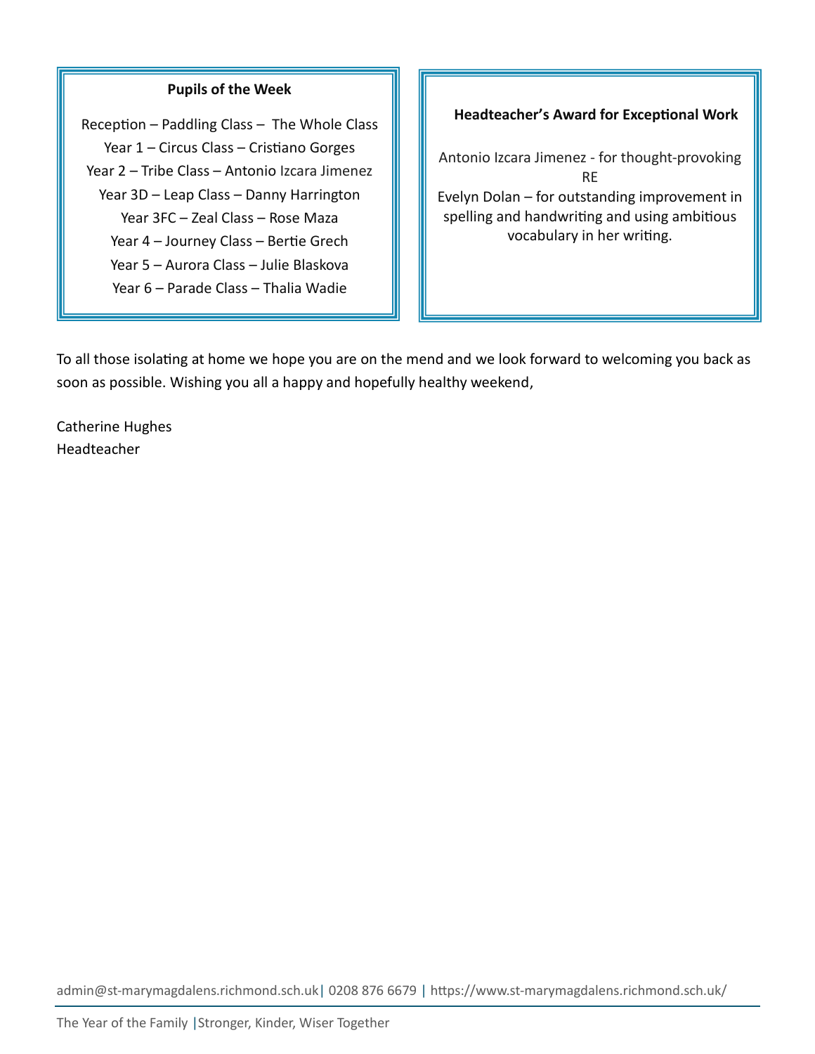**Pupils of the Week**

Reception – Paddling Class – The Whole Class
Year 1 – Circus Class – Cristiano Gorges
Year 2 – Tribe Class – Antonio Izcara Jimenez
Year 3D – Leap Class – Danny Harrington
Year 3FC – Zeal Class – Rose Maza
Year 4 – Journey Class – Bertie Grech
Year 5 – Aurora Class – Julie Blaskova
Year 6 – Parade Class – Thalia Wadie

**Headteacher's Award for Exceptional Work**

Antonio Izcara Jimenez - for thought-provoking RE
Evelyn Dolan – for outstanding improvement in spelling and handwriting and using ambitious vocabulary in her writing.

To all those isolating at home we hope you are on the mend and we look forward to welcoming you back as soon as possible. Wishing you all a happy and hopefully healthy weekend,

Catherine Hughes
Headteacher